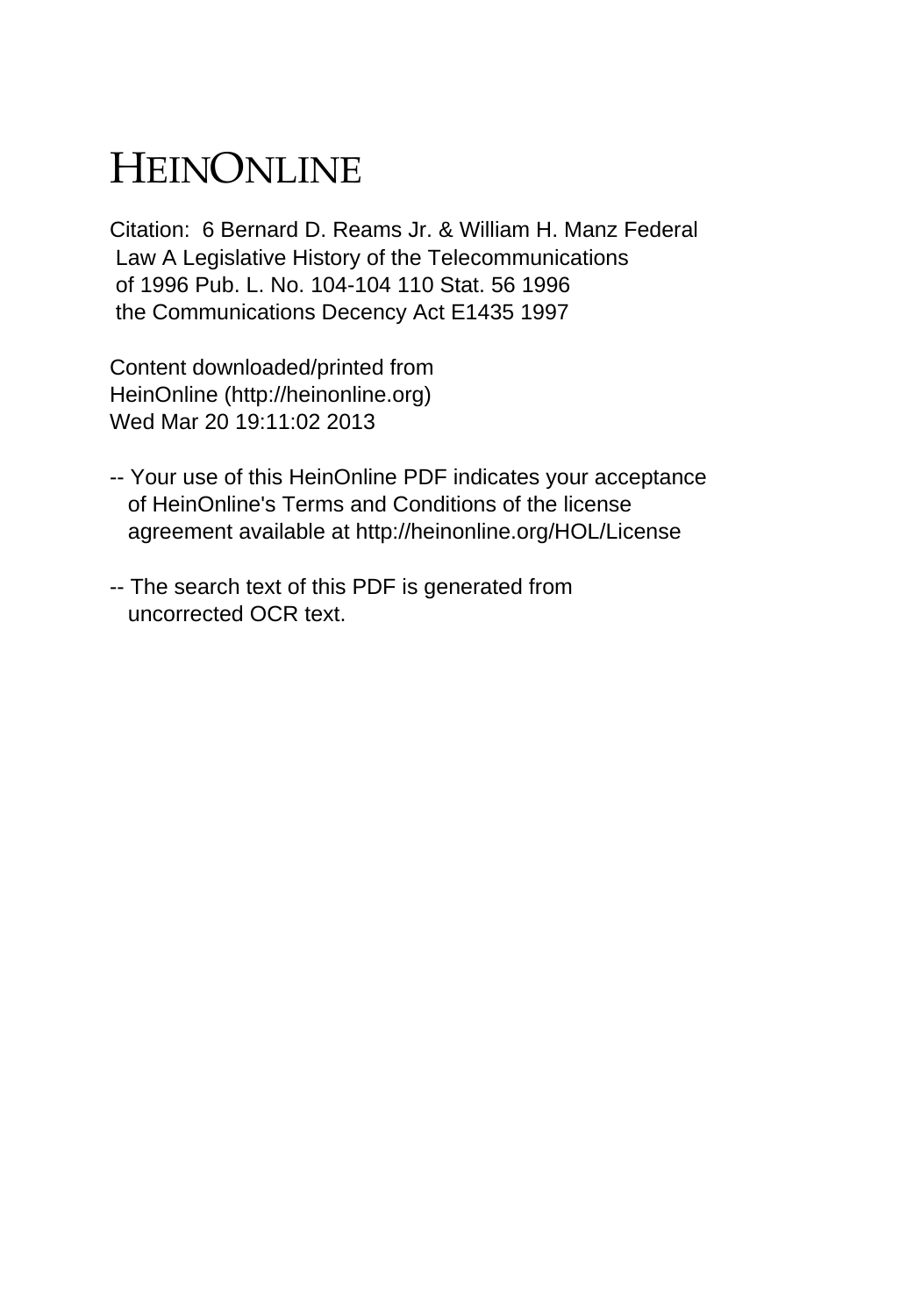# HEINONLINE

Citation: 6 Bernard D. Reams Jr. & William H. Manz Federal Law A Legislative History of the Telecommunications of 1996 Pub. L. No. 104-104 110 Stat. 56 1996 the Communications Decency Act E1435 1997

Content downloaded/printed from HeinOnline (http://heinonline.org)
Wed Mar 20 19:11:02 2013

-- Your use of this HeinOnline PDF indicates your acceptance of HeinOnline's Terms and Conditions of the license agreement available at http://heinonline.org/HOL/License

-- The search text of this PDF is generated from uncorrected OCR text.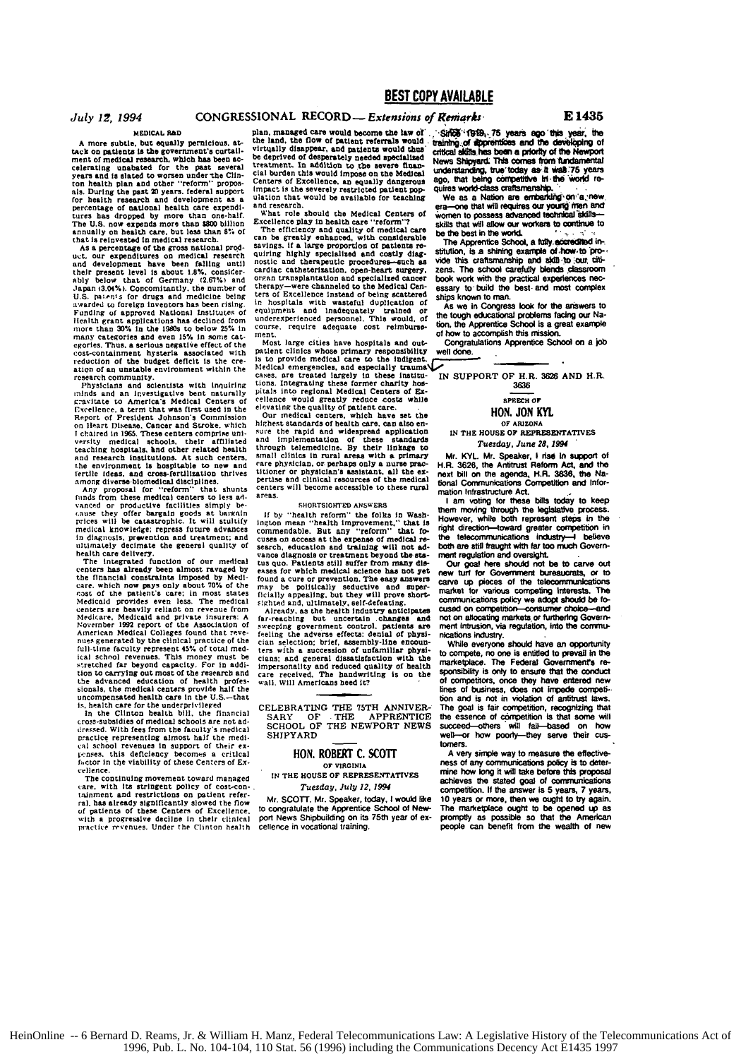BEST COPY AVAILABLE

MEDICAL R&D

A more subtle, but equally pernicious, attack on patients is the government's curtailment of medical research, which has been accelerating unabated for the past several years and is slated to worsen under the Clinton health plan and other "reform" proposals. During the past 20 years, federal support for health research and development as a percentage of national health care expenditures has dropped by more than one-half. The U.S. now expends more than $800 billion annually on health care, but less than 8% of that is reinvested in medical research.

As a percentage of the gross national product, our expenditures on medical research and development have been falling until their present level is about 1.8%, considerably below that of Germany (2.67%) and Japan (3.04%). Concomitantly, the number of U.S. patents for drugs and medicine being awarded to foreign inventors has been rising. Funding of approved National Institutes of Health grant applications has declined from more than 30% in the 1980s to below 25% in many categories and even 15% in some categories. Thus, a serious negative effect of the cost-containment hysteria associated with reduction of the budget deficit is the creation of an unstable environment within the research community.

Physicians and scientists with inquiring minds and an investigative bent naturally gravitate to America's Medical Centers of Excellence, a term that was first used in the Report of President Johnson's Commission on Heart Disease, Cancer and Stroke, which I chaired in 1965. These centers comprise university medical schools, their affiliated teaching hospitals, and other related health and research institutions. At such centers, the environment is hospitable to new and fertile ideas, and cross-fertilization thrives among diverse biomedical disciplines.

Any proposal for "reform" that shunts funds from these medical centers to less advanced or productive facilities simply because they offer bargain goods at bargain prices will be catastrophic. It will stultify medical knowledge; repress future advances in diagnosis, prevention and treatment; and ultimately decimate the general quality of health care delivery.

The integrated function of our medical centers has already been almost ravaged by the financial constraints imposed by Medicare, which now pays only about 70% of the cost of the patient's care; in most states Medicaid provides even less. The medical centers are heavily reliant on revenue from Medicare, Medicaid and private insurers: A November 1992 report of the Association of American Medical Colleges found that revenues generated by the clinical practice of the full-time faculty represent 45% of total medical school revenues. This money must be stretched far beyond capacity. For in addition to carrying out most of the research and the advanced education of health professionals, the medical centers provide half the uncompensated health care in the U.S.—that is, health care for the underprivileged.

In the Clinton health bill, the financial cross-subsidies of medical schools are not addressed. With fees from the faculty's medical practice representing almost half the medical school revenues in support of their expenses, this deficiency becomes a critical factor in the viability of these Centers of Excellence.

The continuing movement toward managed care, with its stringent policy of cost-containment and restrictions on patient referral, has already significantly slowed the flow of patients of these Centers of Excellence, with a progressive decline in their clinical practice revenues. Under the Clinton health plan, managed care would become the law of the land, the flow of patient referrals would virtually disappear, and patients would thus be deprived of desperately needed specialized treatment. In addition to the severe financial burden this would impose on the Medical Centers of Excellence, an equally dangerous impact is the severely restricted patient population that would be available for teaching and research.

What role should the Medical Centers of Excellence play in health care "reform"?

The efficiency and quality of medical care can be greatly enhanced, with considerable savings, if a large proportion of patients requiring highly specialized and costly diagnostic and therapeutic procedures—such as cardiac catheterization, open-heart surgery, organ transplantation and specialized cancer therapy—were channeled to the Medical Centers of Excellence instead of being scattered in hospitals with wasteful duplication of equipment and inadequately trained or underexperienced personnel. This would, of course, require adequate cost reimbursement.

Most large cities have hospitals and outpatient clinics whose primary responsibility is to provide medical care to the indigent. Medical emergencies, and especially trauma cases, are treated largely in these institutions. Integrating these former charity hospitals into regional Medical Centers of Excellence would greatly reduce costs while elevating the quality of patient care.

Our medical centers, which have set the highest standards of health care, can also ensure the rapid and widespread application and implementation of these standards through telemedicine. By their linkage to small clinics in rural areas with a primary care physician, or perhaps only a nurse practitioner or physician's assistant, all the expertise and clinical resources of the medical centers will become accessible to these rural areas.

SHORTSIGHTED ANSWERS

If by "health reform" the folks in Washington mean "health improvement," that is commendable. But any "reform" that focuses on access at the expense of medical research, education and training will not advance diagnosis or treatment beyond the status quo. Patients still suffer from many diseases for which medical science has not yet found a cure or prevention. The easy answers may be politically seductive and superficially appealing, but they will prove shortsighted and, ultimately, self-defeating.

Already, as the health industry anticipates far-reaching but uncertain changes and sweeping government control, patients are feeling the adverse effects: denial of physician selection; brief, assembly-line encounters with a succession of unfamiliar physicians; and general dissatisfaction with the impersonality and reduced quality of health care received. The handwriting is on the wall. Will Americans heed it?

---

## CELEBRATING THE 75TH ANNIVERSARY OF THE APPRENTICE SCHOOL OF THE NEWPORT NEWS SHIPYARD

**HON. ROBERT C. SCOTT**
OF VIRGINIA
IN THE HOUSE OF REPRESENTATIVES
*Tuesday, July 12, 1994*

Mr. SCOTT. Mr. Speaker, today, I would like to congratulate the Apprentice School of Newport News Shipbuilding on its 75th year of excellence in vocational training.

Since 1919, 75 years ago this year, the training of apprentices and the developing of critical skills has been a priority of the Newport News Shipyard. This comes from fundamental understanding, true today as it was 75 years ago, that being competitive in the world requires world-class craftsmanship.

We as a Nation are embarking on a new era—one that will requires our young men and women to possess advanced technical skills—skills that will allow our workers to continue to be the best in the world.

The Apprentice School, a fully accredited institution, is a shining example of how to provide this craftsmanship and skill to our citizens. The school carefully blends classroom book work with the practical experiences necessary to build the best and most complex ships known to man.

As we in Congress look for the answers to the tough educational problems facing our Nation, the Apprentice School is a great example of how to accomplish this mission.

Congratulations Apprentice School on a job well done.

---

## IN SUPPORT OF H.R. 3626 AND H.R. 3636

SPEECH OF

**HON. JON KYL**
OF ARIZONA
IN THE HOUSE OF REPRESENTATIVES
*Tuesday, June 28, 1994*

Mr. KYL. Mr. Speaker, I rise in support of H.R. 3626, the Antitrust Reform Act, and the next bill on the agenda, H.R. 3636, the National Communications Competition and Information Infrastructure Act.

I am voting for these bills today to keep them moving through the legislative process. However, while both represent steps in the right direction—toward greater competition in the telecommunications industry—I believe both are still fraught with far too much Government regulation and oversight.

Our goal here should not be to carve out new turf for Government bureaucrats, or to carve up pieces of the telecommunications market for various competing interests. The communications policy we adopt should be focused on competition—consumer choice—and not on allocating markets or furthering Government intrusion, via regulation, into the communications industry.

While everyone should have an opportunity to compete, no one is entitled to prevail in the marketplace. The Federal Government's responsibility is only to ensure that the conduct of competitors, once they have entered new lines of business, does not impede competition and is not in violation of antitrust laws. The goal is fair competition, recognizing that the essence of competition is that some will succeed—others will fail—based on how well—or how poorly—they serve their customers.

A very simple way to measure the effectiveness of any communications policy is to determine how long it will take before this proposal achieves the stated goal of communications competition. If the answer is 5 years, 7 years, 10 years or more, then we ought to try again. The marketplace ought to be opened up as promptly as possible so that the American people can benefit from the wealth of new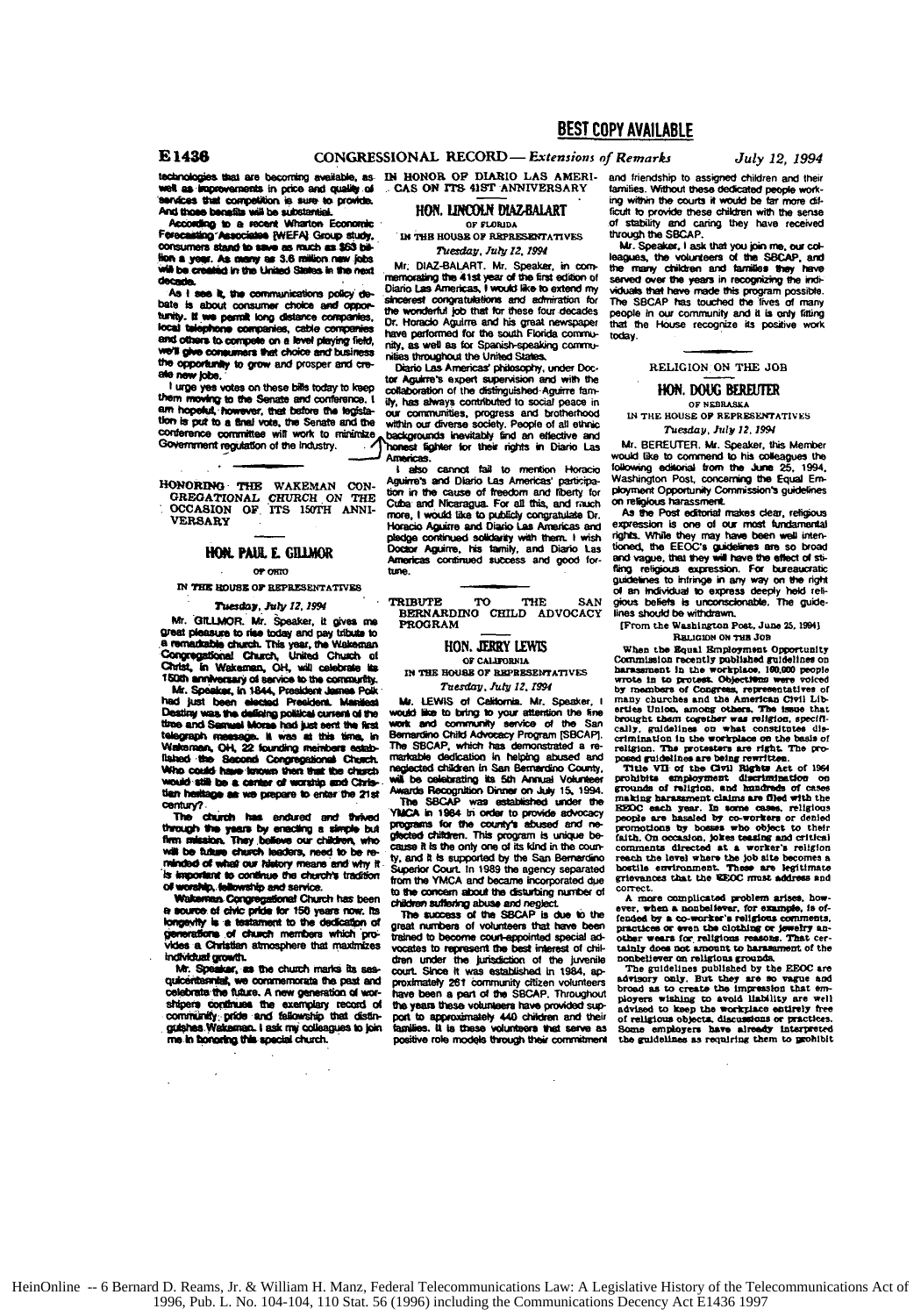technologies that are becoming available, as well as improvements in price and quality of services that competition is sure to provide. And those benefits will be substantial.

According to a recent Wharton Economic Forecasting Associates [WEFA] Group study, consumers stand to save as much as $63 billion a year. As many as 3.6 million new jobs will be created in the United States in the next decade.

As I see it, the communications policy debate is about consumer choice and opportunity. If we permit long distance companies, local telephone companies, cable companies and others to compete on a level playing field, we'll give consumers that choice and business the opportunity to grow and prosper and create new jobs.

I urge yes votes on these bills today to keep them moving to the Senate and conference. I am hopeful, however, that before the legislation is put to a final vote, the Senate and the conference committee will work to minimize Government regulation of the industry.

## HONORING THE WAKEMAN CONGREGATIONAL CHURCH ON THE OCCASION OF ITS 150TH ANNIVERSARY

### HON. PAUL E. GILLMOR

OF OHIO

IN THE HOUSE OF REPRESENTATIVES

*Tuesday, July 12, 1994*

Mr. GILLMOR. Mr. Speaker, it gives me great pleasure to rise today and pay tribute to a remarkable church. This year, the Wakeman Congregational Church, United Church of Christ, in Wakeman, OH, will celebrate its 150th anniversary of service to the community.

Mr. Speaker, in 1844, President James Polk had just been elected President. Manifest Destiny was the defining political current of the time and Samuel Morse had just sent the first telegraph message. It was at this time, in Wakeman, OH, 22 founding members established the Second Congregational Church. Who could have known then that the church would still be a center of worship and Christian heritage as we prepare to enter the 21st century?

The church has endured and thrived through the years by enacting a simple but firm mission. They believe our children, who will be future church leaders, need to be reminded of what our history means and why it is important to continue the church's tradition of worship, fellowship and service.

Wakeman Congregational Church has been a source of civic pride for 150 years now. Its longevity is a testament to the dedication of generations of church members which provides a Christian atmosphere that maximizes individual growth.

Mr. Speaker, as the church marks its sesquicentennial, we commemorate the past and celebrate the future. A new generation of worshipers continues the exemplary record of community pride and fellowship that distinguishes Wakeman. I ask my colleagues to join me in honoring this special church.

## IN HONOR OF DIARIO LAS AMERICAS ON ITS 41ST ANNIVERSARY

### HON. LINCOLN DIAZ-BALART

OF FLORIDA

IN THE HOUSE OF REPRESENTATIVES

*Tuesday, July 12, 1994*

Mr. DIAZ-BALART. Mr. Speaker, in commemorating the 41st year of the first edition of Diario Las Americas, I would like to extend my sincerest congratulations and admiration for the wonderful job that for these four decades Dr. Horacio Aguirre and his great newspaper have performed for the south Florida community, as well as for Spanish-speaking communities throughout the United States.

Diario Las Americas' philosophy, under Doctor Aguirre's expert supervision and with the collaboration of the distinguished Aguirre family, has always contributed to social peace in our communities, progress and brotherhood within our diverse society. People of all ethnic backgrounds inevitably find an effective and honest fighter for their rights in Diario Las Americas.

I also cannot fail to mention Horacio Aguirre's and Diario Las Americas' participation in the cause of freedom and liberty for Cuba and Nicaragua. For all this, and much more, I would like to publicly congratulate Dr. Horacio Aguirre and Diario Las Americas and pledge continued solidarity with them. I wish Doctor Aguirre, his family, and Diario Las Americas continued success and good fortune.

## TRIBUTE TO THE SAN BERNARDINO CHILD ADVOCACY PROGRAM

### HON. JERRY LEWIS

OF CALIFORNIA

IN THE HOUSE OF REPRESENTATIVES

*Tuesday, July 12, 1994*

Mr. LEWIS of California. Mr. Speaker, I would like to bring to your attention the fine work and community service of the San Bernardino Child Advocacy Program [SBCAP]. The SBCAP, which has demonstrated a remarkable dedication in helping abused and neglected children in San Bernardino County, will be celebrating its 5th Annual Volunteer Awards Recognition Dinner on July 15, 1994.

The SBCAP was established under the YMCA in 1984 in order to provide advocacy programs for the county's abused and neglected children. This program is unique because it is the only one of its kind in the county, and it is supported by the San Bernardino Superior Court. In 1989 the agency separated from the YMCA and became incorporated due to the concern about the disturbing number of children suffering abuse and neglect.

The success of the SBCAP is due to the great numbers of volunteers that have been trained to become court-appointed special advocates to represent the best interest of children under the jurisdiction of the juvenile court. Since it was established in 1984, approximately 261 community citizen volunteers have been a part of the SBCAP. Throughout the years these volunteers have provided support to approximately 440 children and their families. It is these volunteers that serve as positive role models through their commitment and friendship to assigned children and their families. Without these dedicated people working within the courts it would be far more difficult to provide these children with the sense of stability and caring they have received through the SBCAP.

Mr. Speaker, I ask that you join me, our colleagues, the volunteers of the SBCAP, and the many children and families they have served over the years in recognizing the individuals that have made this program possible. The SBCAP has touched the lives of many people in our community and it is only fitting that the House recognize its positive work today.

## RELIGION ON THE JOB

### HON. DOUG BEREUTER

OF NEBRASKA

IN THE HOUSE OF REPRESENTATIVES

*Tuesday, July 12, 1994*

Mr. BEREUTER. Mr. Speaker, this Member would like to commend to his colleagues the following editorial from the June 25, 1994, Washington Post, concerning the Equal Employment Opportunity Commission's guidelines on religious harassment.

As the Post editorial makes clear, religious expression is one of our most fundamental rights. While they may have been well intentioned, the EEOC's guidelines are so broad and vague, that they will have the effect of stifling religious expression. For bureaucratic guidelines to infringe in any way on the right of an individual to express deeply held religious beliefs is unconscionable. The guidelines should be withdrawn.

[From the Washington Post, June 25, 1994]

RELIGION ON THE JOB

When the Equal Employment Opportunity Commission recently published guidelines on harassment in the workplace, 100,000 people wrote in to protest. Objections were voiced by members of Congress, representatives of many churches and the American Civil Liberties Union, among others. The issue that brought them together was religion, specifically, guidelines on what constitutes discrimination in the workplace on the basis of religion. The protesters are right. The proposed guidelines are being rewritten.

Title VII of the Civil Rights Act of 1964 prohibits employment discrimination on grounds of religion, and hundreds of cases making harassment claims are filed with the EEOC each year. In some cases, religious people are hassled by co-workers or denied promotions by bosses who object to their faith. On occasion, jokes teasing and critical comments directed at a worker's religion reach the level where the job site becomes a hostile environment. These are legitimate grievances that the EEOC must address and correct.

A more complicated problem arises, however, when a nonbeliever, for example, is offended by a co-worker's religious comments, practices or even the clothing or jewelry another wears for religious reasons. That certainly does not amount to harassment of the nonbeliever on religious grounds.

The guidelines published by the EEOC are advisory only. But they are so vague and broad as to create the impression that employers wishing to avoid liability are well advised to keep the workplace entirely free of religious objects, discussions or practices. Some employers have already interpreted the guidelines as requiring them to prohibit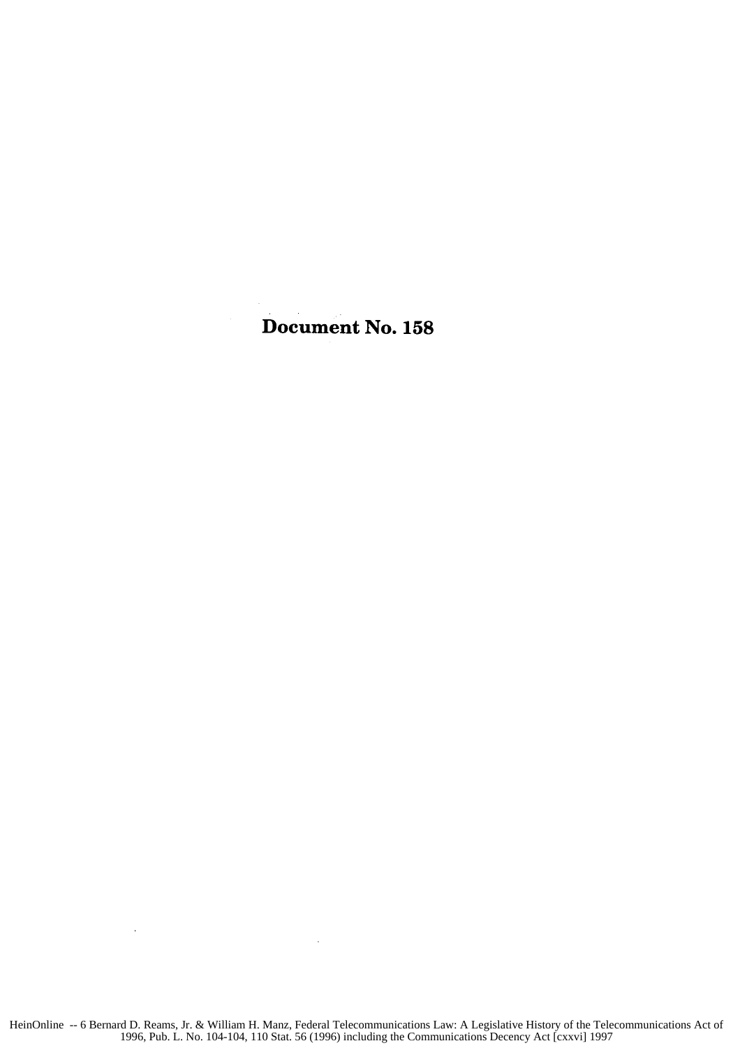# Document No. 158